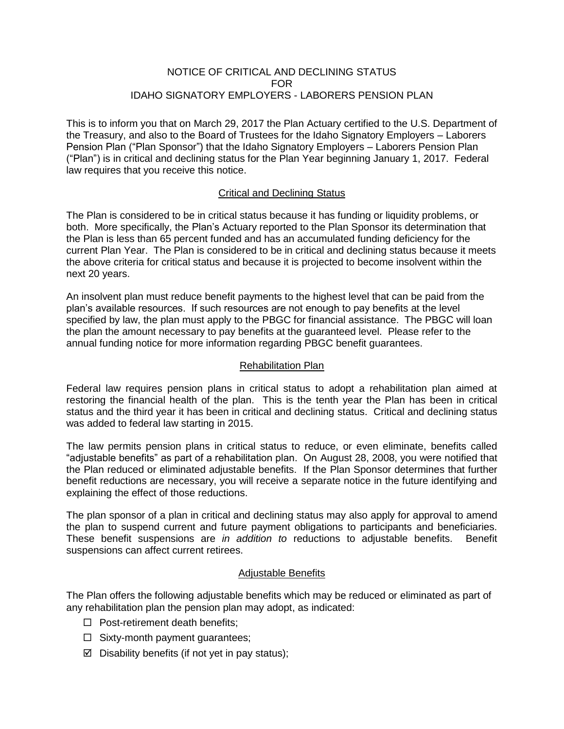# NOTICE OF CRITICAL AND DECLINING STATUS FOR IDAHO SIGNATORY EMPLOYERS - LABORERS PENSION PLAN

This is to inform you that on March 29, 2017 the Plan Actuary certified to the U.S. Department of the Treasury, and also to the Board of Trustees for the Idaho Signatory Employers – Laborers Pension Plan ("Plan Sponsor") that the Idaho Signatory Employers – Laborers Pension Plan ("Plan") is in critical and declining status for the Plan Year beginning January 1, 2017. Federal law requires that you receive this notice.

## Critical and Declining Status

The Plan is considered to be in critical status because it has funding or liquidity problems, or both. More specifically, the Plan's Actuary reported to the Plan Sponsor its determination that the Plan is less than 65 percent funded and has an accumulated funding deficiency for the current Plan Year. The Plan is considered to be in critical and declining status because it meets the above criteria for critical status and because it is projected to become insolvent within the next 20 years.

An insolvent plan must reduce benefit payments to the highest level that can be paid from the plan's available resources. If such resources are not enough to pay benefits at the level specified by law, the plan must apply to the PBGC for financial assistance. The PBGC will loan the plan the amount necessary to pay benefits at the guaranteed level. Please refer to the annual funding notice for more information regarding PBGC benefit guarantees.

## Rehabilitation Plan

Federal law requires pension plans in critical status to adopt a rehabilitation plan aimed at restoring the financial health of the plan. This is the tenth year the Plan has been in critical status and the third year it has been in critical and declining status. Critical and declining status was added to federal law starting in 2015.

The law permits pension plans in critical status to reduce, or even eliminate, benefits called "adjustable benefits" as part of a rehabilitation plan. On August 28, 2008, you were notified that the Plan reduced or eliminated adjustable benefits. If the Plan Sponsor determines that further benefit reductions are necessary, you will receive a separate notice in the future identifying and explaining the effect of those reductions.

The plan sponsor of a plan in critical and declining status may also apply for approval to amend the plan to suspend current and future payment obligations to participants and beneficiaries. These benefit suspensions are *in addition to* reductions to adjustable benefits. Benefit suspensions can affect current retirees.

## Adjustable Benefits

The Plan offers the following adjustable benefits which may be reduced or eliminated as part of any rehabilitation plan the pension plan may adopt, as indicated:

- ☐ Post-retirement death benefits;
- ☐ Sixty-month payment guarantees;
- ☑ Disability benefits (if not yet in pay status);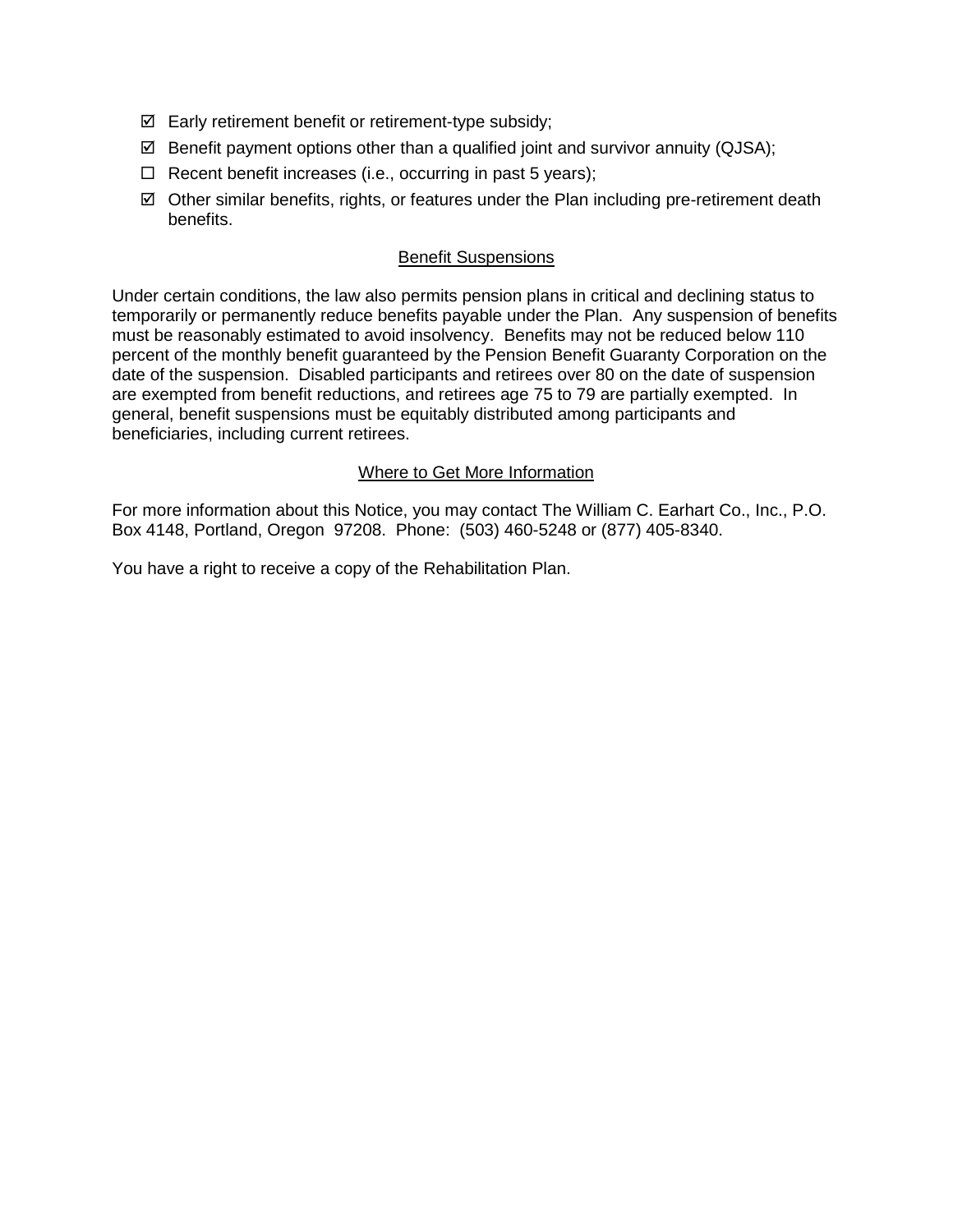- ☑ Early retirement benefit or retirement-type subsidy;
- ☑ Benefit payment options other than a qualified joint and survivor annuity (QJSA);
- ☐ Recent benefit increases (i.e., occurring in past 5 years);
- ☑ Other similar benefits, rights, or features under the Plan including pre-retirement death benefits.

<u>Benefit Suspensions</u>

Under certain conditions, the law also permits pension plans in critical and declining status to temporarily or permanently reduce benefits payable under the Plan. Any suspension of benefits must be reasonably estimated to avoid insolvency. Benefits may not be reduced below 110 percent of the monthly benefit guaranteed by the Pension Benefit Guaranty Corporation on the date of the suspension. Disabled participants and retirees over 80 on the date of suspension are exempted from benefit reductions, and retirees age 75 to 79 are partially exempted. In general, benefit suspensions must be equitably distributed among participants and beneficiaries, including current retirees.

<u>Where to Get More Information</u>

For more information about this Notice, you may contact The William C. Earhart Co., Inc., P.O. Box 4148, Portland, Oregon 97208. Phone: (503) 460-5248 or (877) 405-8340.

You have a right to receive a copy of the Rehabilitation Plan.